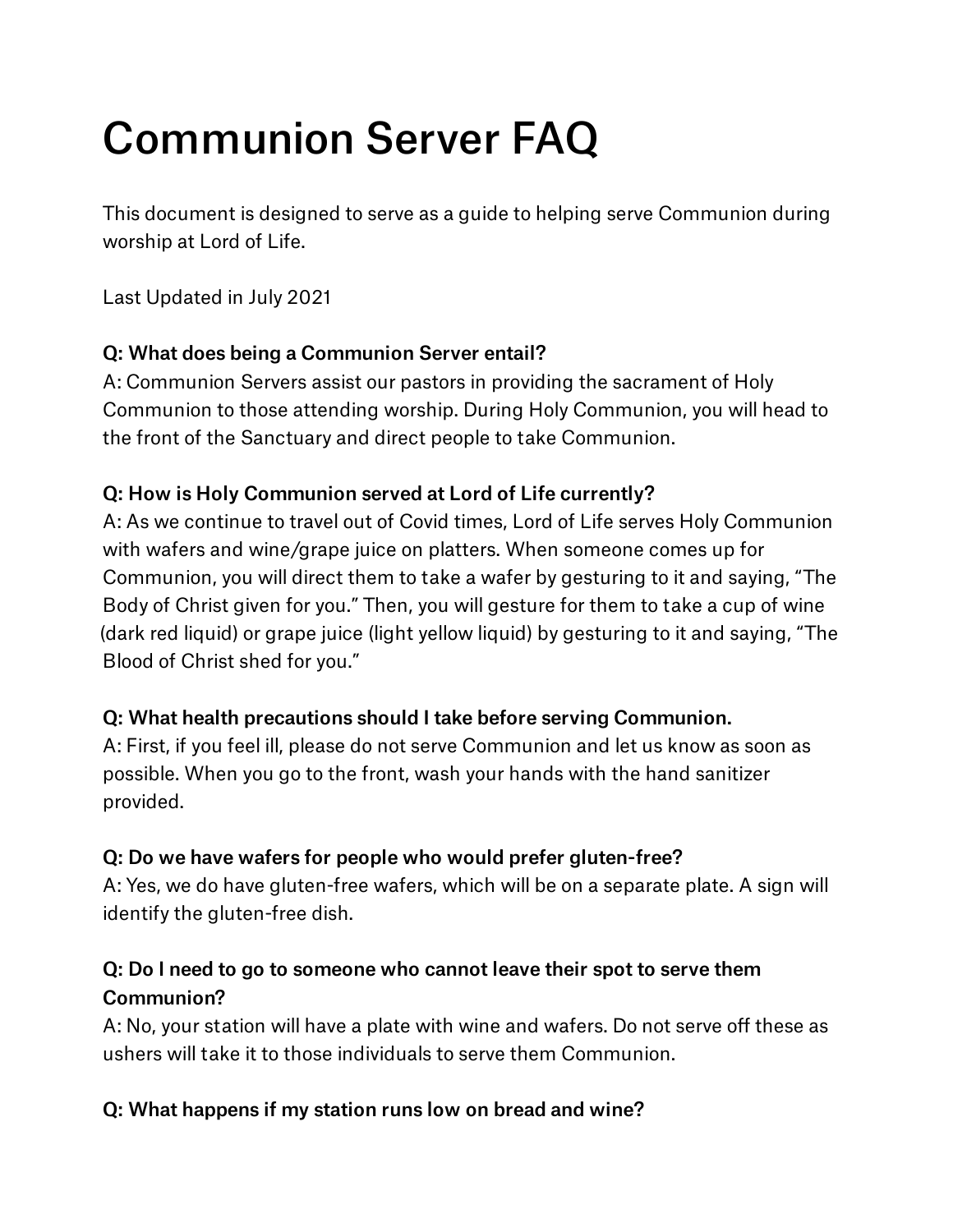# Communion Server FAQ

This document is designed to serve as a guide to helping serve Communion during worship at Lord of Life.

Last Updated in July 2021

**Q: What does being a Communion Server entail?**
A: Communion Servers assist our pastors in providing the sacrament of Holy Communion to those attending worship. During Holy Communion, you will head to the front of the Sanctuary and direct people to take Communion.

**Q: How is Holy Communion served at Lord of Life currently?**
A: As we continue to travel out of Covid times, Lord of Life serves Holy Communion with wafers and wine/grape juice on platters. When someone comes up for Communion, you will direct them to take a wafer by gesturing to it and saying, "The Body of Christ given for you." Then, you will gesture for them to take a cup of wine (dark red liquid) or grape juice (light yellow liquid) by gesturing to it and saying, "The Blood of Christ shed for you."

**Q: What health precautions should I take before serving Communion.**
A: First, if you feel ill, please do not serve Communion and let us know as soon as possible. When you go to the front, wash your hands with the hand sanitizer provided.

**Q: Do we have wafers for people who would prefer gluten-free?**
A: Yes, we do have gluten-free wafers, which will be on a separate plate. A sign will identify the gluten-free dish.

**Q: Do I need to go to someone who cannot leave their spot to serve them Communion?**
A: No, your station will have a plate with wine and wafers. Do not serve off these as ushers will take it to those individuals to serve them Communion.

**Q: What happens if my station runs low on bread and wine?**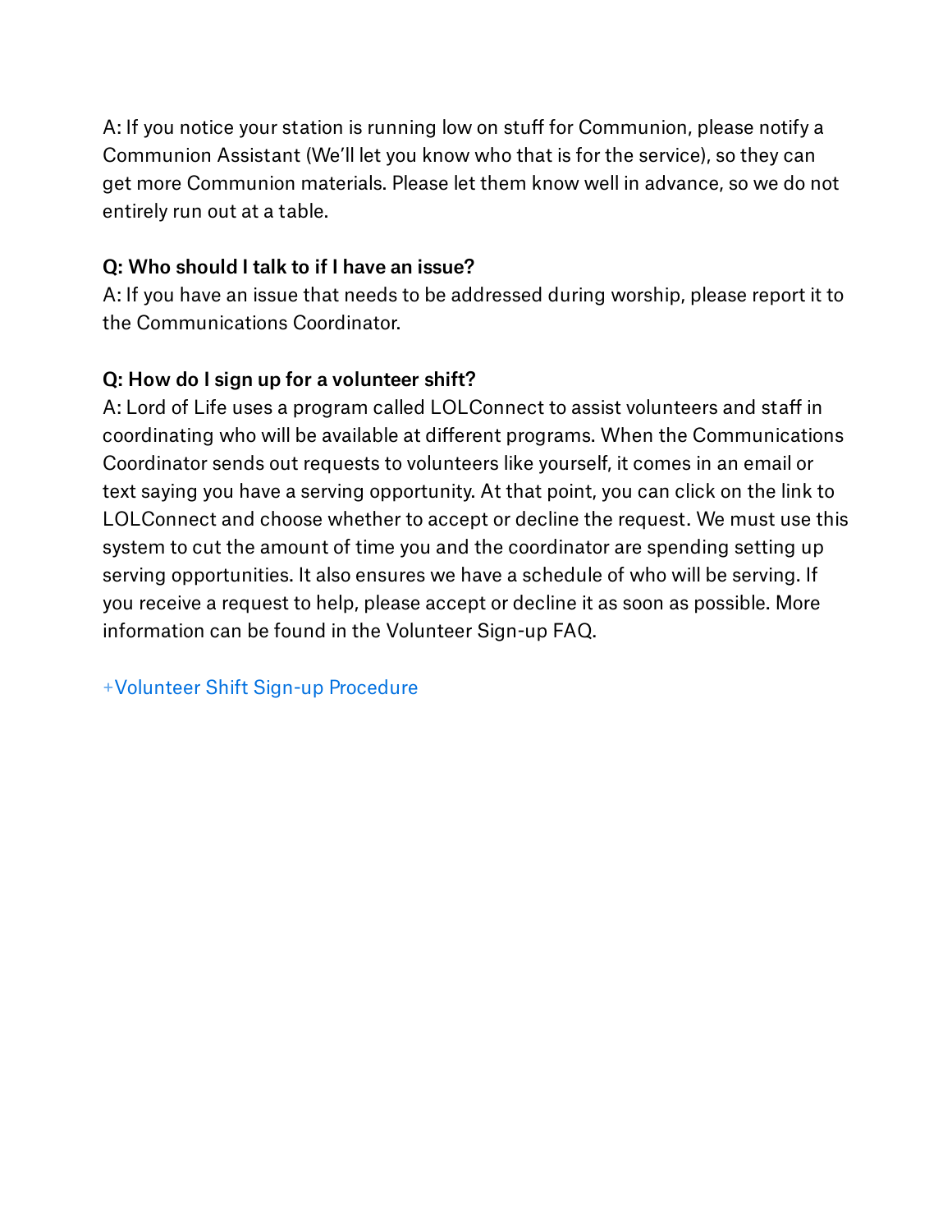A: If you notice your station is running low on stuff for Communion, please notify a Communion Assistant (We'll let you know who that is for the service), so they can get more Communion materials. Please let them know well in advance, so we do not entirely run out at a table.

**Q: Who should I talk to if I have an issue?**
A: If you have an issue that needs to be addressed during worship, please report it to the Communications Coordinator.

**Q: How do I sign up for a volunteer shift?**
A: Lord of Life uses a program called LOLConnect to assist volunteers and staff in coordinating who will be available at different programs. When the Communications Coordinator sends out requests to volunteers like yourself, it comes in an email or text saying you have a serving opportunity. At that point, you can click on the link to LOLConnect and choose whether to accept or decline the request. We must use this system to cut the amount of time you and the coordinator are spending setting up serving opportunities. It also ensures we have a schedule of who will be serving. If you receive a request to help, please accept or decline it as soon as possible. More information can be found in the Volunteer Sign-up FAQ.

+Volunteer Shift Sign-up Procedure